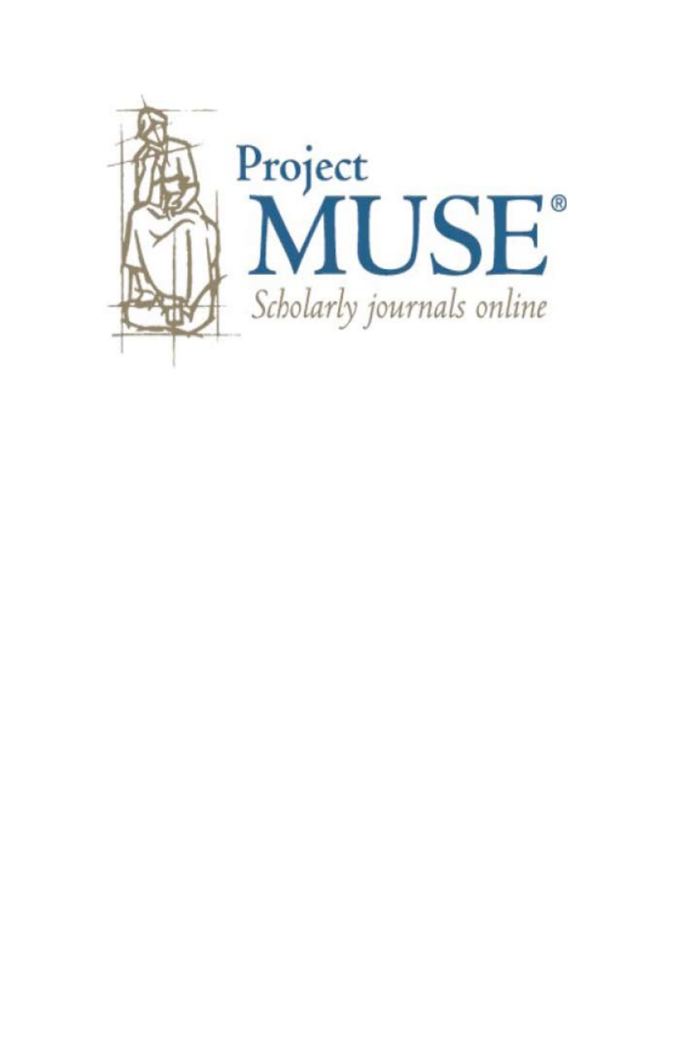Project
MUSE®
*Scholarly journals online*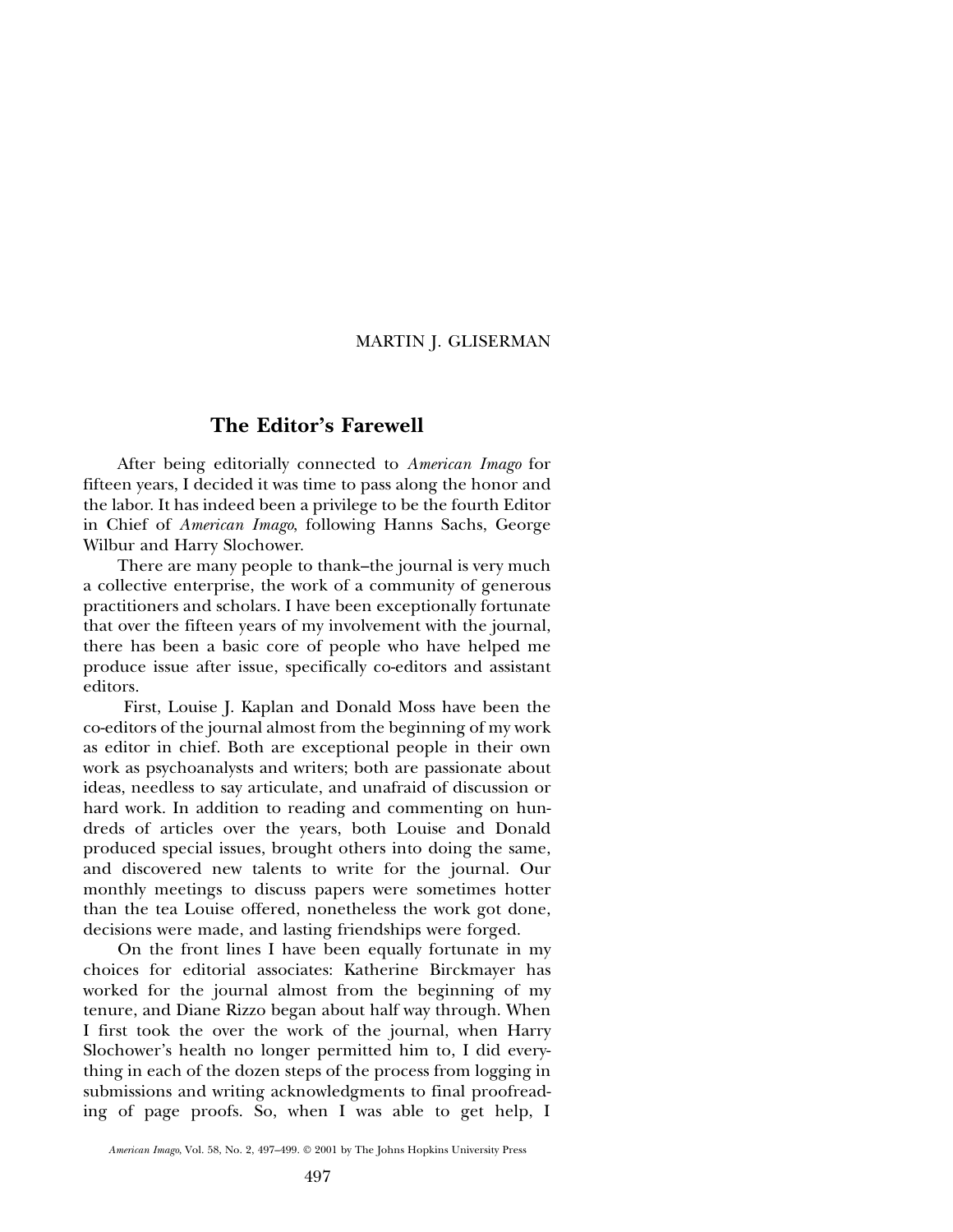MARTIN J. GLISERMAN

## The Editor's Farewell

After being editorially connected to *American Imago* for fifteen years, I decided it was time to pass along the honor and the labor. It has indeed been a privilege to be the fourth Editor in Chief of *American Imago*, following Hanns Sachs, George Wilbur and Harry Slochower.

There are many people to thank–the journal is very much a collective enterprise, the work of a community of generous practitioners and scholars. I have been exceptionally fortunate that over the fifteen years of my involvement with the journal, there has been a basic core of people who have helped me produce issue after issue, specifically co-editors and assistant editors.

First, Louise J. Kaplan and Donald Moss have been the co-editors of the journal almost from the beginning of my work as editor in chief. Both are exceptional people in their own work as psychoanalysts and writers; both are passionate about ideas, needless to say articulate, and unafraid of discussion or hard work. In addition to reading and commenting on hundreds of articles over the years, both Louise and Donald produced special issues, brought others into doing the same, and discovered new talents to write for the journal. Our monthly meetings to discuss papers were sometimes hotter than the tea Louise offered, nonetheless the work got done, decisions were made, and lasting friendships were forged.

On the front lines I have been equally fortunate in my choices for editorial associates: Katherine Birckmayer has worked for the journal almost from the beginning of my tenure, and Diane Rizzo began about half way through. When I first took the over the work of the journal, when Harry Slochower's health no longer permitted him to, I did everything in each of the dozen steps of the process from logging in submissions and writing acknowledgments to final proofreading of page proofs. So, when I was able to get help, I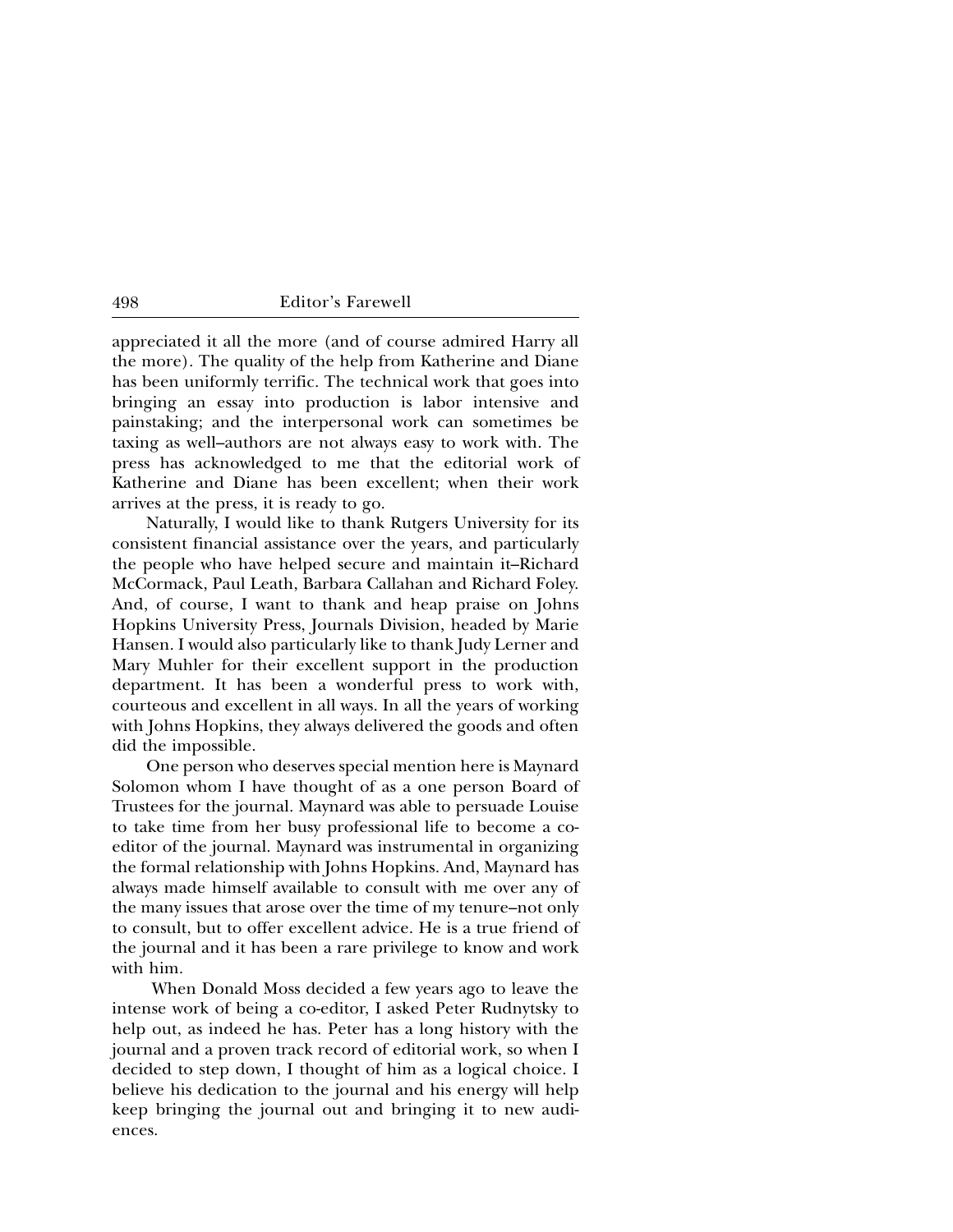appreciated it all the more (and of course admired Harry all the more). The quality of the help from Katherine and Diane has been uniformly terrific. The technical work that goes into bringing an essay into production is labor intensive and painstaking; and the interpersonal work can sometimes be taxing as well–authors are not always easy to work with. The press has acknowledged to me that the editorial work of Katherine and Diane has been excellent; when their work arrives at the press, it is ready to go.

Naturally, I would like to thank Rutgers University for its consistent financial assistance over the years, and particularly the people who have helped secure and maintain it–Richard McCormack, Paul Leath, Barbara Callahan and Richard Foley. And, of course, I want to thank and heap praise on Johns Hopkins University Press, Journals Division, headed by Marie Hansen. I would also particularly like to thank Judy Lerner and Mary Muhler for their excellent support in the production department. It has been a wonderful press to work with, courteous and excellent in all ways. In all the years of working with Johns Hopkins, they always delivered the goods and often did the impossible.

One person who deserves special mention here is Maynard Solomon whom I have thought of as a one person Board of Trustees for the journal. Maynard was able to persuade Louise to take time from her busy professional life to become a co-editor of the journal. Maynard was instrumental in organizing the formal relationship with Johns Hopkins. And, Maynard has always made himself available to consult with me over any of the many issues that arose over the time of my tenure–not only to consult, but to offer excellent advice. He is a true friend of the journal and it has been a rare privilege to know and work with him.

When Donald Moss decided a few years ago to leave the intense work of being a co-editor, I asked Peter Rudnytsky to help out, as indeed he has. Peter has a long history with the journal and a proven track record of editorial work, so when I decided to step down, I thought of him as a logical choice. I believe his dedication to the journal and his energy will help keep bringing the journal out and bringing it to new audiences.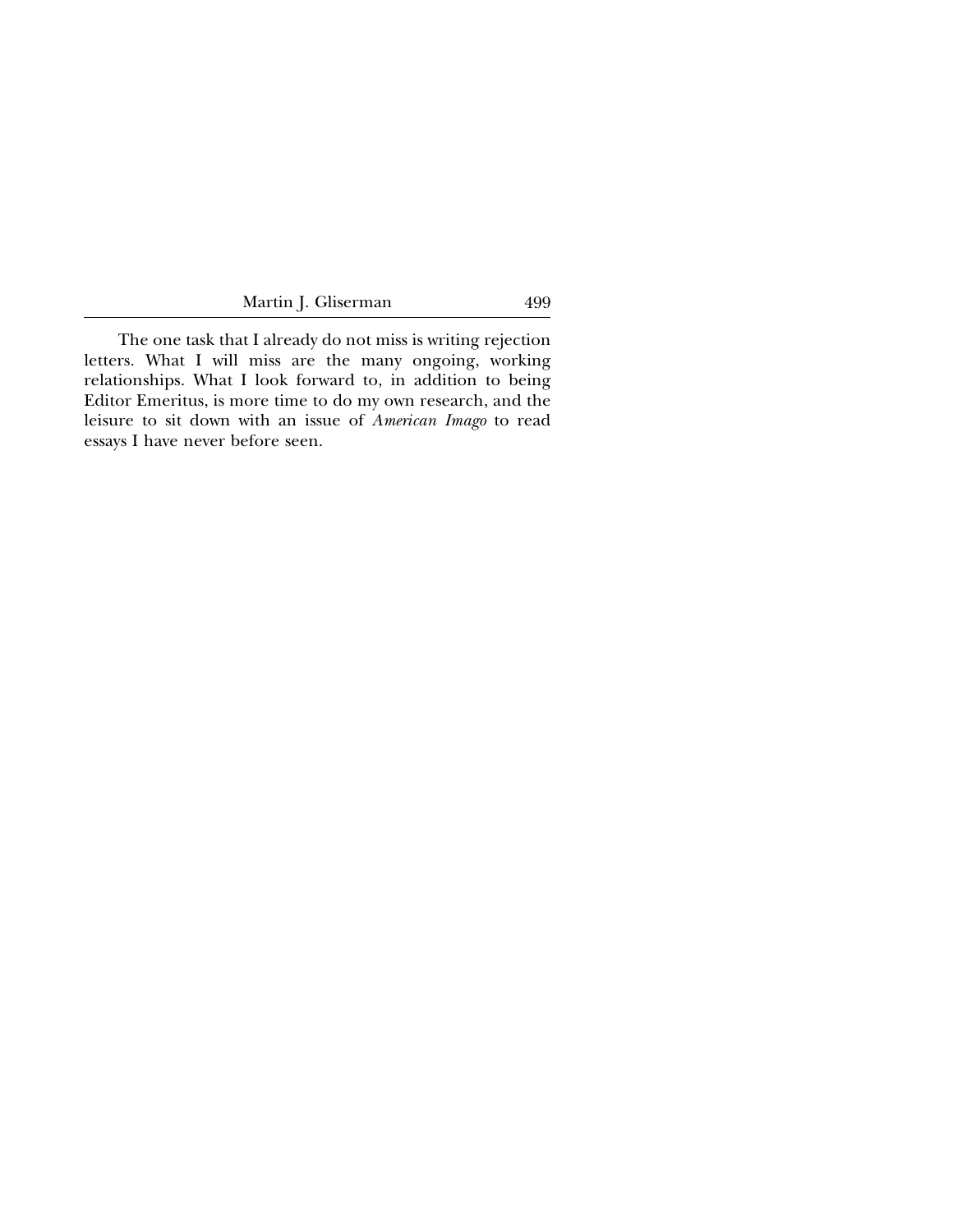The one task that I already do not miss is writing rejection letters. What I will miss are the many ongoing, working relationships. What I look forward to, in addition to being Editor Emeritus, is more time to do my own research, and the leisure to sit down with an issue of *American Imago* to read essays I have never before seen.